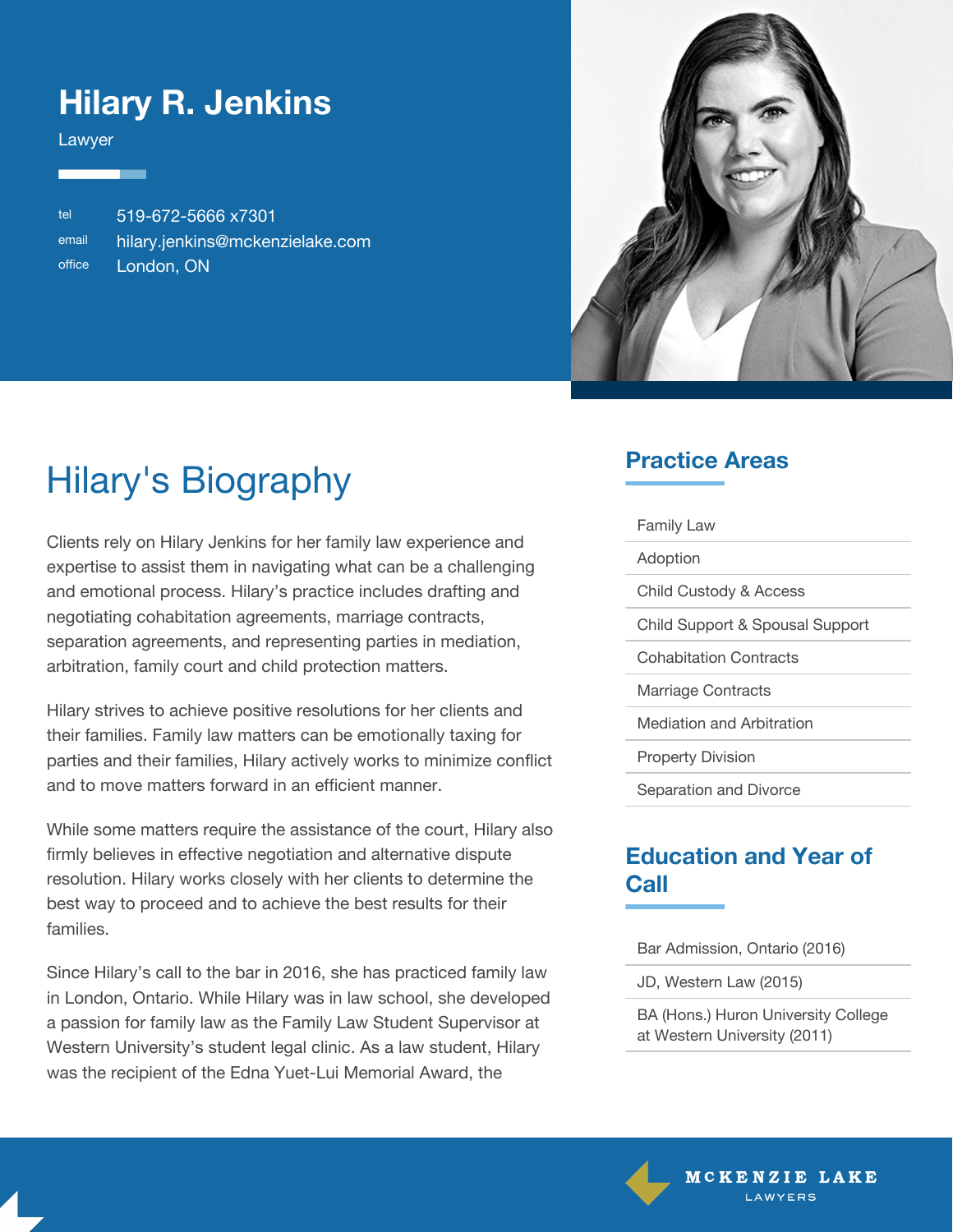# Hilary R. Jenkins

Lawyer

tel 519-672-5666 x7301
email hilary.jenkins@mckenzielake.com
office London, ON

## Hilary's Biography

Clients rely on Hilary Jenkins for her family law experience and expertise to assist them in navigating what can be a challenging and emotional process. Hilary's practice includes drafting and negotiating cohabitation agreements, marriage contracts, separation agreements, and representing parties in mediation, arbitration, family court and child protection matters.

Hilary strives to achieve positive resolutions for her clients and their families. Family law matters can be emotionally taxing for parties and their families, Hilary actively works to minimize conflict and to move matters forward in an efficient manner.

While some matters require the assistance of the court, Hilary also firmly believes in effective negotiation and alternative dispute resolution. Hilary works closely with her clients to determine the best way to proceed and to achieve the best results for their families.

Since Hilary's call to the bar in 2016, she has practiced family law in London, Ontario. While Hilary was in law school, she developed a passion for family law as the Family Law Student Supervisor at Western University's student legal clinic. As a law student, Hilary was the recipient of the Edna Yuet-Lui Memorial Award, the

## Practice Areas

- Family Law
- Adoption
- Child Custody & Access
- Child Support & Spousal Support
- Cohabitation Contracts
- Marriage Contracts
- Mediation and Arbitration
- Property Division
- Separation and Divorce

## Education and Year of Call

- Bar Admission, Ontario (2016)
- JD, Western Law (2015)
- BA (Hons.) Huron University College at Western University (2011)

MCKENZIE LAKE LAWYERS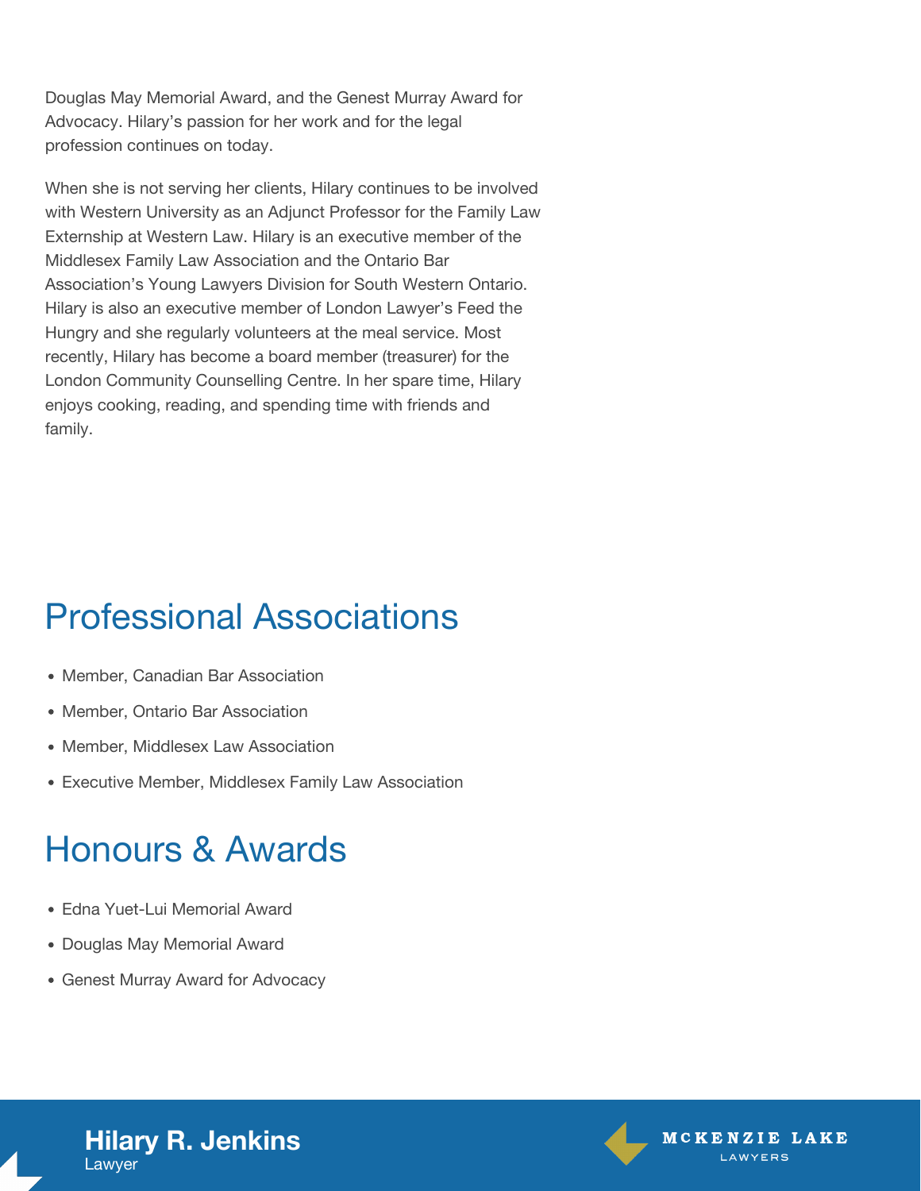Douglas May Memorial Award, and the Genest Murray Award for Advocacy. Hilary's passion for her work and for the legal profession continues on today.

When she is not serving her clients, Hilary continues to be involved with Western University as an Adjunct Professor for the Family Law Externship at Western Law. Hilary is an executive member of the Middlesex Family Law Association and the Ontario Bar Association's Young Lawyers Division for South Western Ontario. Hilary is also an executive member of London Lawyer's Feed the Hungry and she regularly volunteers at the meal service. Most recently, Hilary has become a board member (treasurer) for the London Community Counselling Centre. In her spare time, Hilary enjoys cooking, reading, and spending time with friends and family.

## Professional Associations

- Member, Canadian Bar Association
- Member, Ontario Bar Association
- Member, Middlesex Law Association
- Executive Member, Middlesex Family Law Association

## Honours & Awards

- Edna Yuet-Lui Memorial Award
- Douglas May Memorial Award
- Genest Murray Award for Advocacy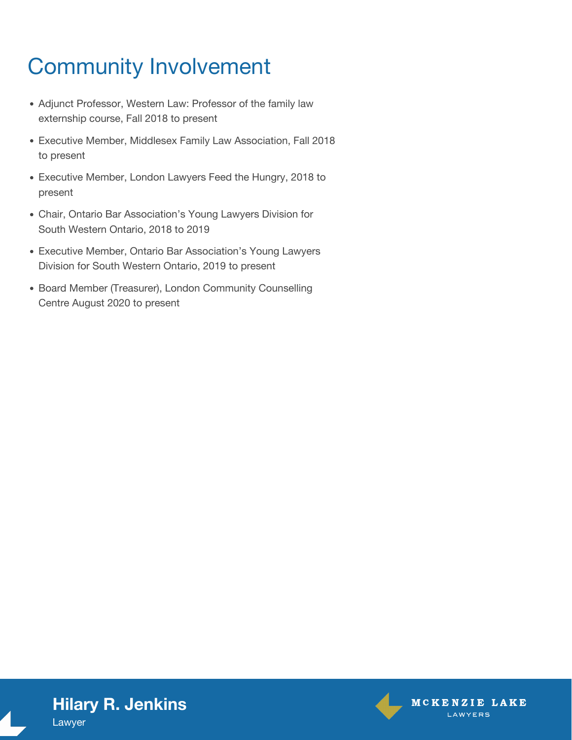# Community Involvement

- Adjunct Professor, Western Law: Professor of the family law externship course, Fall 2018 to present
- Executive Member, Middlesex Family Law Association, Fall 2018 to present
- Executive Member, London Lawyers Feed the Hungry, 2018 to present
- Chair, Ontario Bar Association's Young Lawyers Division for South Western Ontario, 2018 to 2019
- Executive Member, Ontario Bar Association's Young Lawyers Division for South Western Ontario, 2019 to present
- Board Member (Treasurer), London Community Counselling Centre August 2020 to present